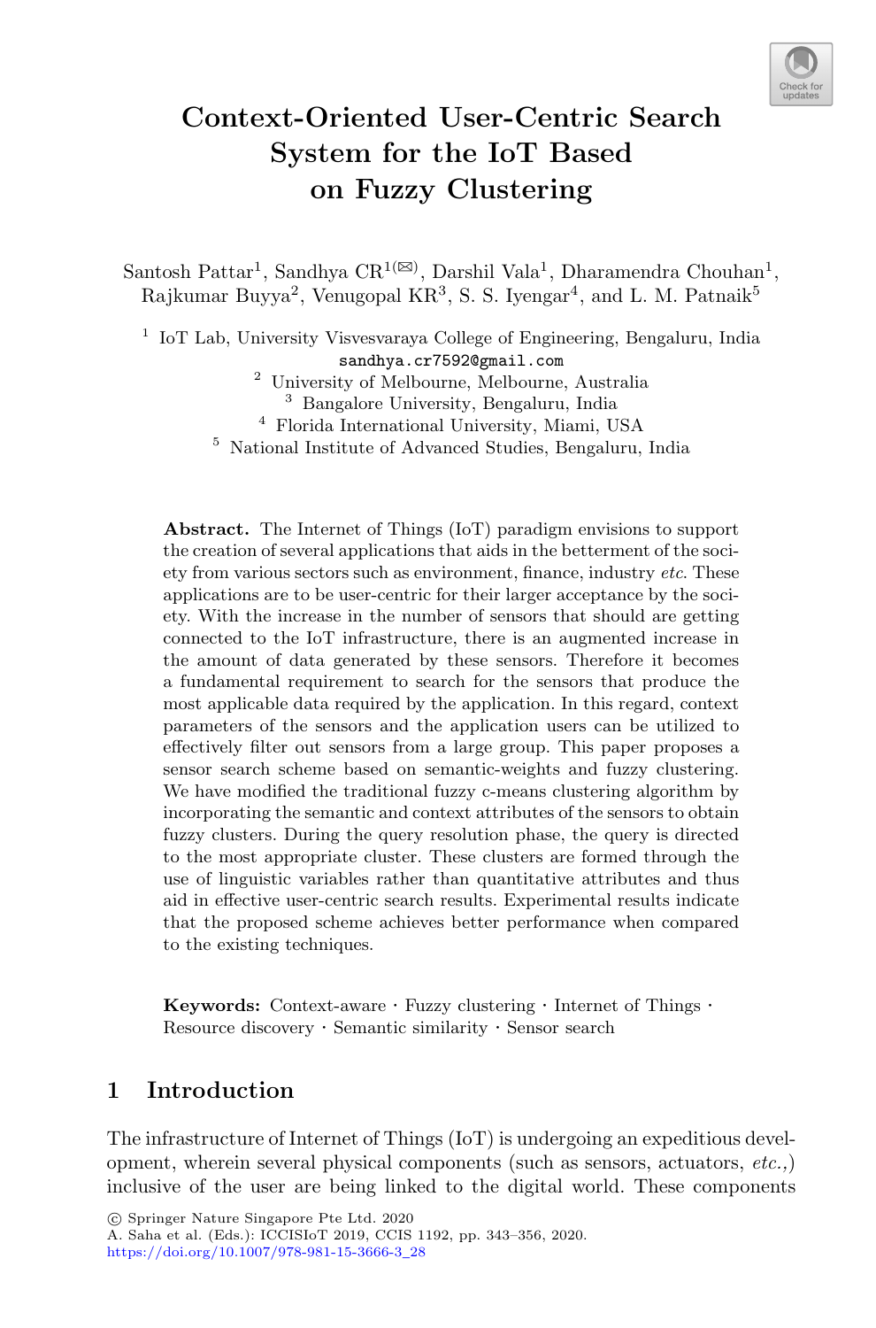# Context-Oriented User-Centric Search System for the IoT Based on Fuzzy Clustering

Santosh Pattar[1], Sandhya CR[1(✉)], Darshil Vala[1], Dharamendra Chouhan[1], Rajkumar Buyya[2], Venugopal KR[3], S. S. Iyengar[4], and L. M. Patnaik[5]

[1] IoT Lab, University Visvesvaraya College of Engineering, Bengaluru, India
sandhya.cr7592@gmail.com
[2] University of Melbourne, Melbourne, Australia
[3] Bangalore University, Bengaluru, India
[4] Florida International University, Miami, USA
[5] National Institute of Advanced Studies, Bengaluru, India

**Abstract.** The Internet of Things (IoT) paradigm envisions to support the creation of several applications that aids in the betterment of the society from various sectors such as environment, finance, industry *etc.* These applications are to be user-centric for their larger acceptance by the society. With the increase in the number of sensors that should are getting connected to the IoT infrastructure, there is an augmented increase in the amount of data generated by these sensors. Therefore it becomes a fundamental requirement to search for the sensors that produce the most applicable data required by the application. In this regard, context parameters of the sensors and the application users can be utilized to effectively filter out sensors from a large group. This paper proposes a sensor search scheme based on semantic-weights and fuzzy clustering. We have modified the traditional fuzzy c-means clustering algorithm by incorporating the semantic and context attributes of the sensors to obtain fuzzy clusters. During the query resolution phase, the query is directed to the most appropriate cluster. These clusters are formed through the use of linguistic variables rather than quantitative attributes and thus aid in effective user-centric search results. Experimental results indicate that the proposed scheme achieves better performance when compared to the existing techniques.

**Keywords:** Context-aware · Fuzzy clustering · Internet of Things · Resource discovery · Semantic similarity · Sensor search

## 1 Introduction

The infrastructure of Internet of Things (IoT) is undergoing an expeditious development, wherein several physical components (such as sensors, actuators, *etc.,*) inclusive of the user are being linked to the digital world. These components

© Springer Nature Singapore Pte Ltd. 2020
A. Saha et al. (Eds.): ICCISIoT 2019, CCIS 1192, pp. 343–356, 2020.
https://doi.org/10.1007/978-981-15-3666-3_28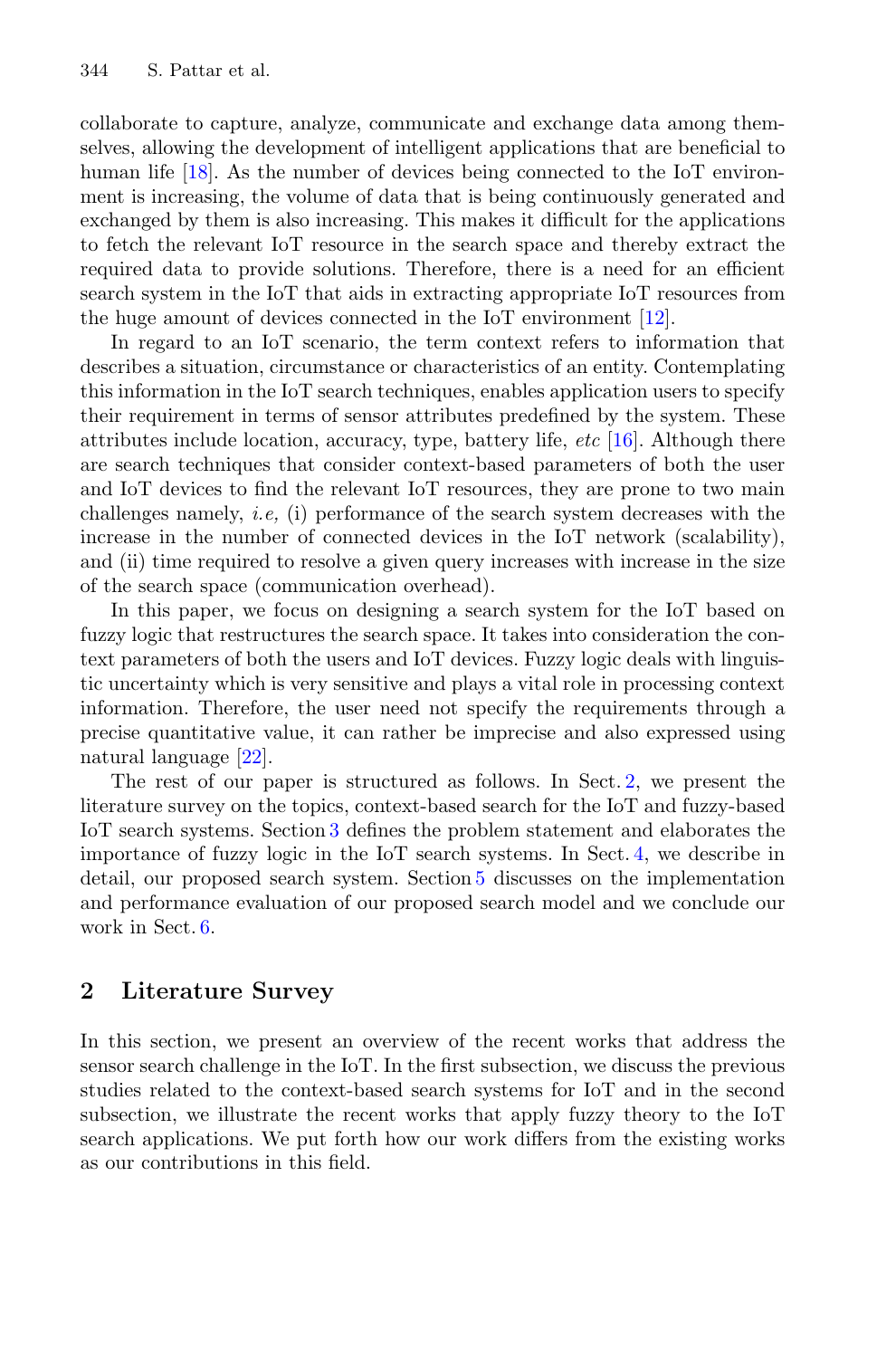collaborate to capture, analyze, communicate and exchange data among themselves, allowing the development of intelligent applications that are beneficial to human life [18]. As the number of devices being connected to the IoT environment is increasing, the volume of data that is being continuously generated and exchanged by them is also increasing. This makes it difficult for the applications to fetch the relevant IoT resource in the search space and thereby extract the required data to provide solutions. Therefore, there is a need for an efficient search system in the IoT that aids in extracting appropriate IoT resources from the huge amount of devices connected in the IoT environment [12].

In regard to an IoT scenario, the term context refers to information that describes a situation, circumstance or characteristics of an entity. Contemplating this information in the IoT search techniques, enables application users to specify their requirement in terms of sensor attributes predefined by the system. These attributes include location, accuracy, type, battery life, *etc* [16]. Although there are search techniques that consider context-based parameters of both the user and IoT devices to find the relevant IoT resources, they are prone to two main challenges namely, *i.e,* (i) performance of the search system decreases with the increase in the number of connected devices in the IoT network (scalability), and (ii) time required to resolve a given query increases with increase in the size of the search space (communication overhead).

In this paper, we focus on designing a search system for the IoT based on fuzzy logic that restructures the search space. It takes into consideration the context parameters of both the users and IoT devices. Fuzzy logic deals with linguistic uncertainty which is very sensitive and plays a vital role in processing context information. Therefore, the user need not specify the requirements through a precise quantitative value, it can rather be imprecise and also expressed using natural language [22].

The rest of our paper is structured as follows. In Sect. 2, we present the literature survey on the topics, context-based search for the IoT and fuzzy-based IoT search systems. Section 3 defines the problem statement and elaborates the importance of fuzzy logic in the IoT search systems. In Sect. 4, we describe in detail, our proposed search system. Section 5 discusses on the implementation and performance evaluation of our proposed search model and we conclude our work in Sect. 6.

## 2 Literature Survey

In this section, we present an overview of the recent works that address the sensor search challenge in the IoT. In the first subsection, we discuss the previous studies related to the context-based search systems for IoT and in the second subsection, we illustrate the recent works that apply fuzzy theory to the IoT search applications. We put forth how our work differs from the existing works as our contributions in this field.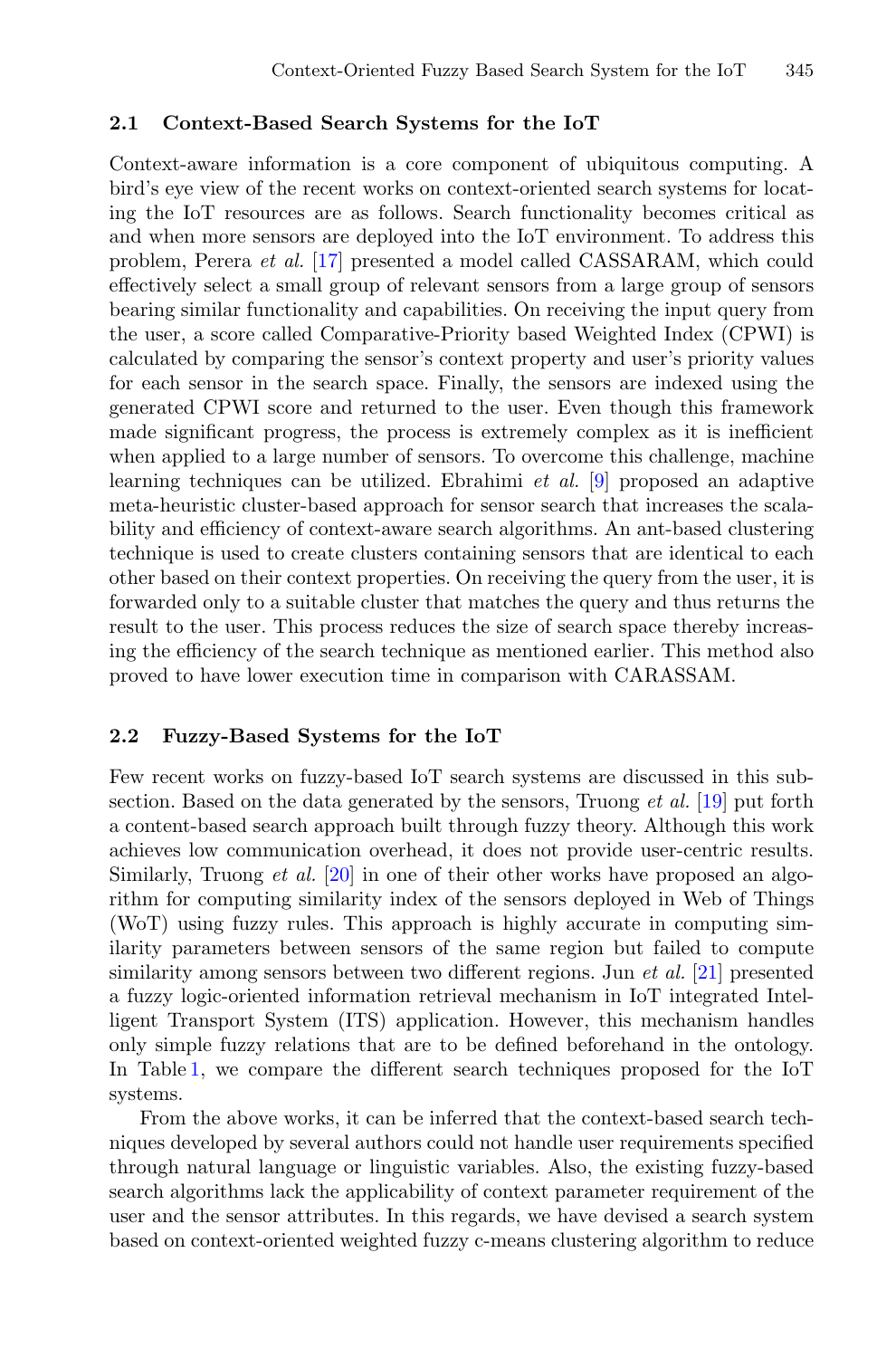### 2.1 Context-Based Search Systems for the IoT

Context-aware information is a core component of ubiquitous computing. A bird's eye view of the recent works on context-oriented search systems for locating the IoT resources are as follows. Search functionality becomes critical as and when more sensors are deployed into the IoT environment. To address this problem, Perera *et al.* [17] presented a model called CASSARAM, which could effectively select a small group of relevant sensors from a large group of sensors bearing similar functionality and capabilities. On receiving the input query from the user, a score called Comparative-Priority based Weighted Index (CPWI) is calculated by comparing the sensor's context property and user's priority values for each sensor in the search space. Finally, the sensors are indexed using the generated CPWI score and returned to the user. Even though this framework made significant progress, the process is extremely complex as it is inefficient when applied to a large number of sensors. To overcome this challenge, machine learning techniques can be utilized. Ebrahimi *et al.* [9] proposed an adaptive meta-heuristic cluster-based approach for sensor search that increases the scalability and efficiency of context-aware search algorithms. An ant-based clustering technique is used to create clusters containing sensors that are identical to each other based on their context properties. On receiving the query from the user, it is forwarded only to a suitable cluster that matches the query and thus returns the result to the user. This process reduces the size of search space thereby increasing the efficiency of the search technique as mentioned earlier. This method also proved to have lower execution time in comparison with CARASSAM.

### 2.2 Fuzzy-Based Systems for the IoT

Few recent works on fuzzy-based IoT search systems are discussed in this subsection. Based on the data generated by the sensors, Truong *et al.* [19] put forth a content-based search approach built through fuzzy theory. Although this work achieves low communication overhead, it does not provide user-centric results. Similarly, Truong *et al.* [20] in one of their other works have proposed an algorithm for computing similarity index of the sensors deployed in Web of Things (WoT) using fuzzy rules. This approach is highly accurate in computing similarity parameters between sensors of the same region but failed to compute similarity among sensors between two different regions. Jun *et al.* [21] presented a fuzzy logic-oriented information retrieval mechanism in IoT integrated Intelligent Transport System (ITS) application. However, this mechanism handles only simple fuzzy relations that are to be defined beforehand in the ontology. In Table 1, we compare the different search techniques proposed for the IoT systems.

From the above works, it can be inferred that the context-based search techniques developed by several authors could not handle user requirements specified through natural language or linguistic variables. Also, the existing fuzzy-based search algorithms lack the applicability of context parameter requirement of the user and the sensor attributes. In this regards, we have devised a search system based on context-oriented weighted fuzzy c-means clustering algorithm to reduce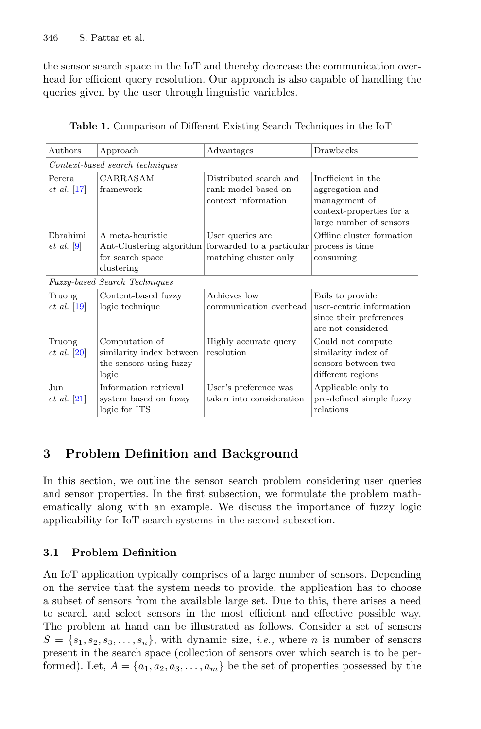the sensor search space in the IoT and thereby decrease the communication overhead for efficient query resolution. Our approach is also capable of handling the queries given by the user through linguistic variables.

**Table 1.** Comparison of Different Existing Search Techniques in the IoT

| Authors | Approach | Advantages | Drawbacks |
|---|---|---|---|
| *Context-based search techniques* | | | |
| Perera *et al.* [17] | CARRASAM framework | Distributed search and rank model based on context information | Inefficient in the aggregation and management of context-properties for a large number of sensors |
| Ebrahimi *et al.* [9] | A meta-heuristic Ant-Clustering algorithm for search space clustering | User queries are forwarded to a particular matching cluster only | Offline cluster formation process is time consuming |
| *Fuzzy-based Search Techniques* | | | |
| Truong *et al.* [19] | Content-based fuzzy logic technique | Achieves low communication overhead | Fails to provide user-centric information since their preferences are not considered |
| Truong *et al.* [20] | Computation of similarity index between the sensors using fuzzy logic | Highly accurate query resolution | Could not compute similarity index of sensors between two different regions |
| Jun *et al.* [21] | Information retrieval system based on fuzzy logic for ITS | User's preference was taken into consideration | Applicable only to pre-defined simple fuzzy relations |

## 3 Problem Definition and Background

In this section, we outline the sensor search problem considering user queries and sensor properties. In the first subsection, we formulate the problem mathematically along with an example. We discuss the importance of fuzzy logic applicability for IoT search systems in the second subsection.

### 3.1 Problem Definition

An IoT application typically comprises of a large number of sensors. Depending on the service that the system needs to provide, the application has to choose a subset of sensors from the available large set. Due to this, there arises a need to search and select sensors in the most efficient and effective possible way. The problem at hand can be illustrated as follows. Consider a set of sensors $S = \{s_1, s_2, s_3, \ldots, s_n\}$, with dynamic size, *i.e.,* where $n$ is number of sensors present in the search space (collection of sensors over which search is to be performed). Let, $A = \{a_1, a_2, a_3, \ldots, a_m\}$ be the set of properties possessed by the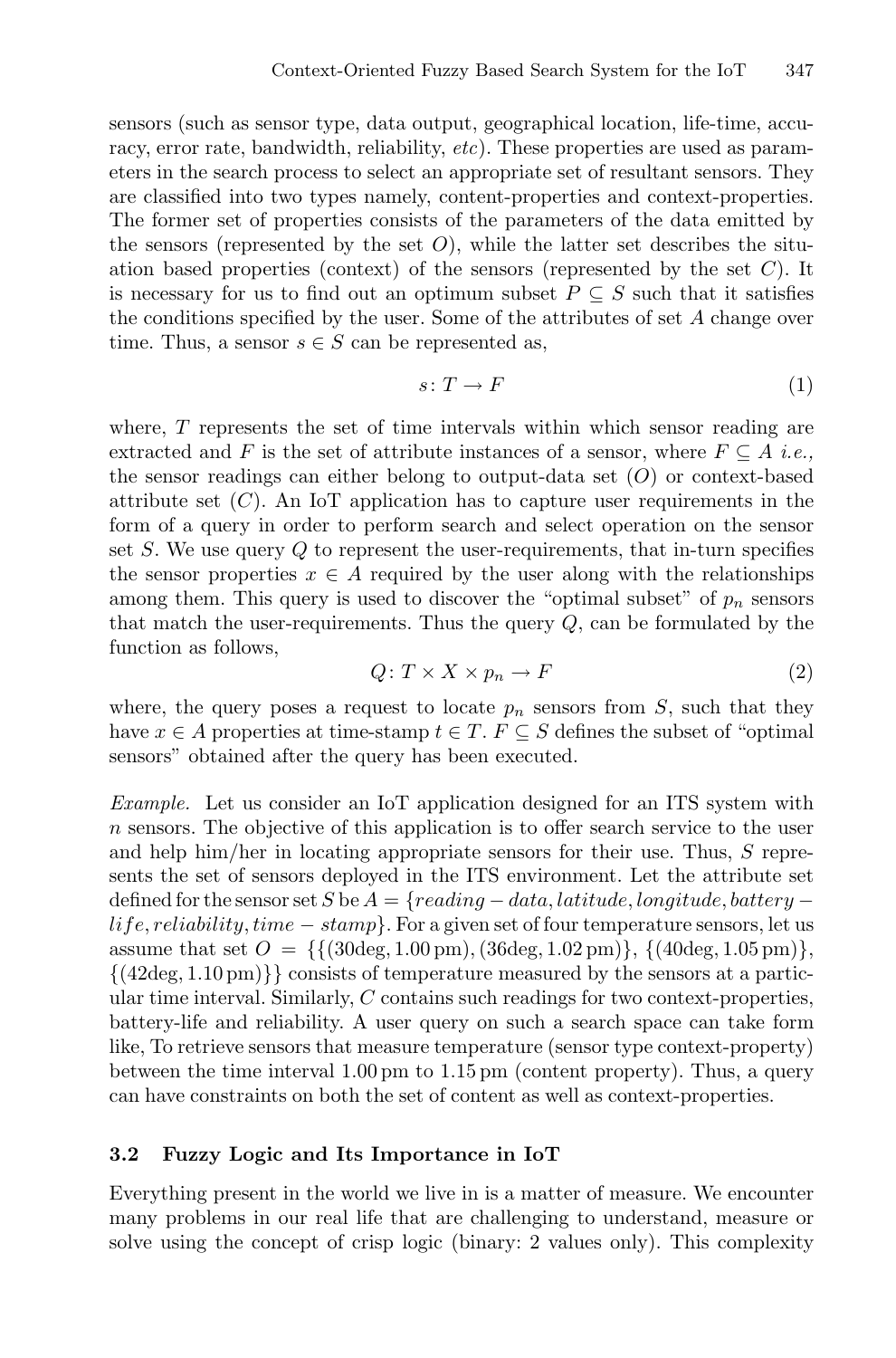sensors (such as sensor type, data output, geographical location, life-time, accuracy, error rate, bandwidth, reliability, *etc*). These properties are used as parameters in the search process to select an appropriate set of resultant sensors. They are classified into two types namely, content-properties and context-properties. The former set of properties consists of the parameters of the data emitted by the sensors (represented by the set $O$), while the latter set describes the situation based properties (context) of the sensors (represented by the set $C$). It is necessary for us to find out an optimum subset $P \subseteq S$ such that it satisfies the conditions specified by the user. Some of the attributes of set $A$ change over time. Thus, a sensor $s \in S$ can be represented as,

$$s \colon T \rightarrow F \tag{1}$$

where, $T$ represents the set of time intervals within which sensor reading are extracted and $F$ is the set of attribute instances of a sensor, where $F \subseteq A$ *i.e.,* the sensor readings can either belong to output-data set ($O$) or context-based attribute set ($C$). An IoT application has to capture user requirements in the form of a query in order to perform search and select operation on the sensor set $S$. We use query $Q$ to represent the user-requirements, that in-turn specifies the sensor properties $x \in A$ required by the user along with the relationships among them. This query is used to discover the "optimal subset" of $p_n$ sensors that match the user-requirements. Thus the query $Q$, can be formulated by the function as follows,

$$Q \colon T \times X \times p_n \rightarrow F \tag{2}$$

where, the query poses a request to locate $p_n$ sensors from $S$, such that they have $x \in A$ properties at time-stamp $t \in T$. $F \subseteq S$ defines the subset of "optimal sensors" obtained after the query has been executed.

*Example.* Let us consider an IoT application designed for an ITS system with $n$ sensors. The objective of this application is to offer search service to the user and help him/her in locating appropriate sensors for their use. Thus, $S$ represents the set of sensors deployed in the ITS environment. Let the attribute set defined for the sensor set $S$ be $A = \{reading-data, latitude, longitude, battery-life, reliability, time-stamp\}$. For a given set of four temperature sensors, let us assume that set $O = \{\{(30\text{deg}, 1.00\,\text{pm}), (36\text{deg}, 1.02\,\text{pm})\}, \{(40\text{deg}, 1.05\,\text{pm})\}, \{(42\text{deg}, 1.10\,\text{pm})\}\}$ consists of temperature measured by the sensors at a particular time interval. Similarly, $C$ contains such readings for two context-properties, battery-life and reliability. A user query on such a search space can take form like, To retrieve sensors that measure temperature (sensor type context-property) between the time interval 1.00 pm to 1.15 pm (content property). Thus, a query can have constraints on both the set of content as well as context-properties.

### 3.2 Fuzzy Logic and Its Importance in IoT

Everything present in the world we live in is a matter of measure. We encounter many problems in our real life that are challenging to understand, measure or solve using the concept of crisp logic (binary: 2 values only). This complexity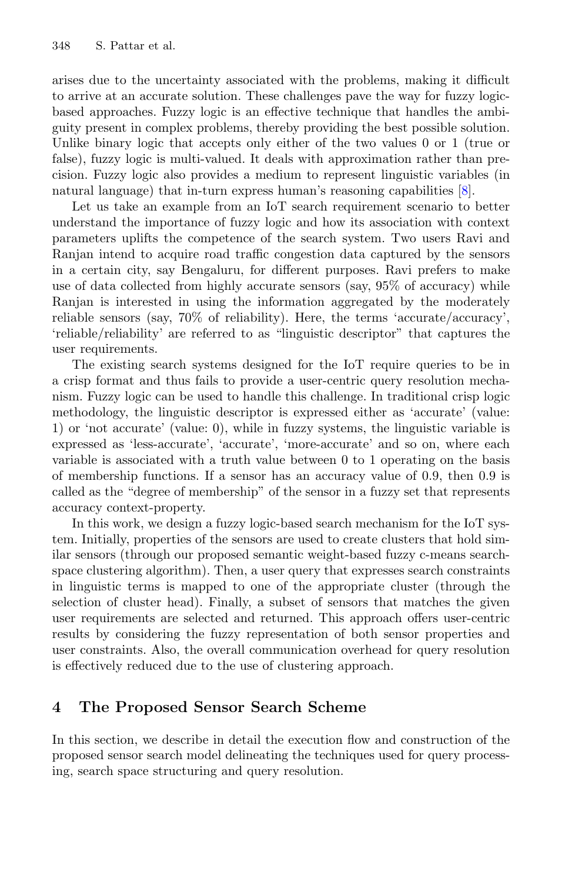arises due to the uncertainty associated with the problems, making it difficult to arrive at an accurate solution. These challenges pave the way for fuzzy logic-based approaches. Fuzzy logic is an effective technique that handles the ambiguity present in complex problems, thereby providing the best possible solution. Unlike binary logic that accepts only either of the two values 0 or 1 (true or false), fuzzy logic is multi-valued. It deals with approximation rather than precision. Fuzzy logic also provides a medium to represent linguistic variables (in natural language) that in-turn express human's reasoning capabilities [8].

Let us take an example from an IoT search requirement scenario to better understand the importance of fuzzy logic and how its association with context parameters uplifts the competence of the search system. Two users Ravi and Ranjan intend to acquire road traffic congestion data captured by the sensors in a certain city, say Bengaluru, for different purposes. Ravi prefers to make use of data collected from highly accurate sensors (say, 95% of accuracy) while Ranjan is interested in using the information aggregated by the moderately reliable sensors (say, 70% of reliability). Here, the terms 'accurate/accuracy', 'reliable/reliability' are referred to as "linguistic descriptor" that captures the user requirements.

The existing search systems designed for the IoT require queries to be in a crisp format and thus fails to provide a user-centric query resolution mechanism. Fuzzy logic can be used to handle this challenge. In traditional crisp logic methodology, the linguistic descriptor is expressed either as 'accurate' (value: 1) or 'not accurate' (value: 0), while in fuzzy systems, the linguistic variable is expressed as 'less-accurate', 'accurate', 'more-accurate' and so on, where each variable is associated with a truth value between 0 to 1 operating on the basis of membership functions. If a sensor has an accuracy value of 0.9, then 0.9 is called as the "degree of membership" of the sensor in a fuzzy set that represents accuracy context-property.

In this work, we design a fuzzy logic-based search mechanism for the IoT system. Initially, properties of the sensors are used to create clusters that hold similar sensors (through our proposed semantic weight-based fuzzy c-means search-space clustering algorithm). Then, a user query that expresses search constraints in linguistic terms is mapped to one of the appropriate cluster (through the selection of cluster head). Finally, a subset of sensors that matches the given user requirements are selected and returned. This approach offers user-centric results by considering the fuzzy representation of both sensor properties and user constraints. Also, the overall communication overhead for query resolution is effectively reduced due to the use of clustering approach.

## 4 The Proposed Sensor Search Scheme

In this section, we describe in detail the execution flow and construction of the proposed sensor search model delineating the techniques used for query processing, search space structuring and query resolution.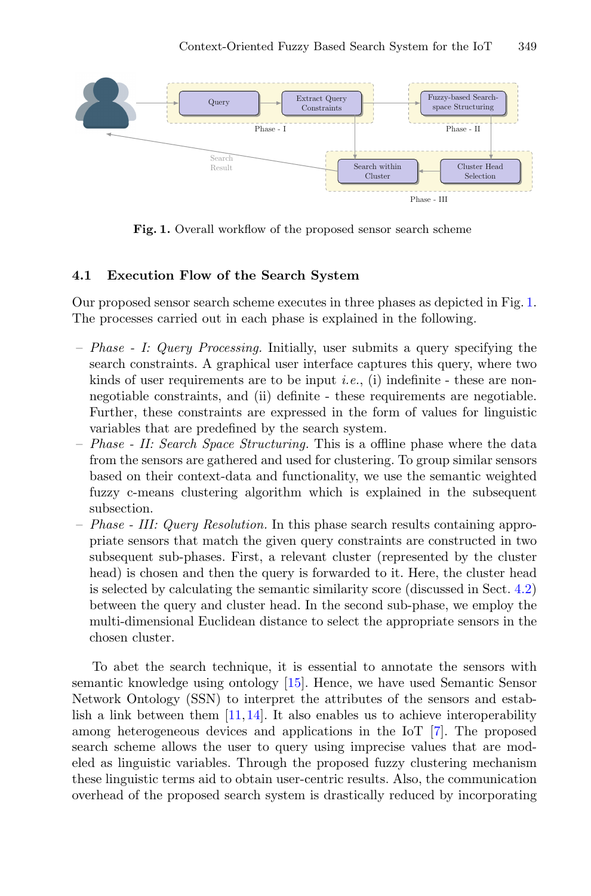Fig. 1. Overall workflow of the proposed sensor search scheme

### 4.1 Execution Flow of the Search System

Our proposed sensor search scheme executes in three phases as depicted in Fig. 1. The processes carried out in each phase is explained in the following.

- *Phase - I: Query Processing.* Initially, user submits a query specifying the search constraints. A graphical user interface captures this query, where two kinds of user requirements are to be input *i.e.*, (i) indefinite - these are non-negotiable constraints, and (ii) definite - these requirements are negotiable. Further, these constraints are expressed in the form of values for linguistic variables that are predefined by the search system.
- *Phase - II: Search Space Structuring.* This is a offline phase where the data from the sensors are gathered and used for clustering. To group similar sensors based on their context-data and functionality, we use the semantic weighted fuzzy c-means clustering algorithm which is explained in the subsequent subsection.
- *Phase - III: Query Resolution.* In this phase search results containing appropriate sensors that match the given query constraints are constructed in two subsequent sub-phases. First, a relevant cluster (represented by the cluster head) is chosen and then the query is forwarded to it. Here, the cluster head is selected by calculating the semantic similarity score (discussed in Sect. 4.2) between the query and cluster head. In the second sub-phase, we employ the multi-dimensional Euclidean distance to select the appropriate sensors in the chosen cluster.

To abet the search technique, it is essential to annotate the sensors with semantic knowledge using ontology [15]. Hence, we have used Semantic Sensor Network Ontology (SSN) to interpret the attributes of the sensors and establish a link between them [11,14]. It also enables us to achieve interoperability among heterogeneous devices and applications in the IoT [7]. The proposed search scheme allows the user to query using imprecise values that are modeled as linguistic variables. Through the proposed fuzzy clustering mechanism these linguistic terms aid to obtain user-centric results. Also, the communication overhead of the proposed search system is drastically reduced by incorporating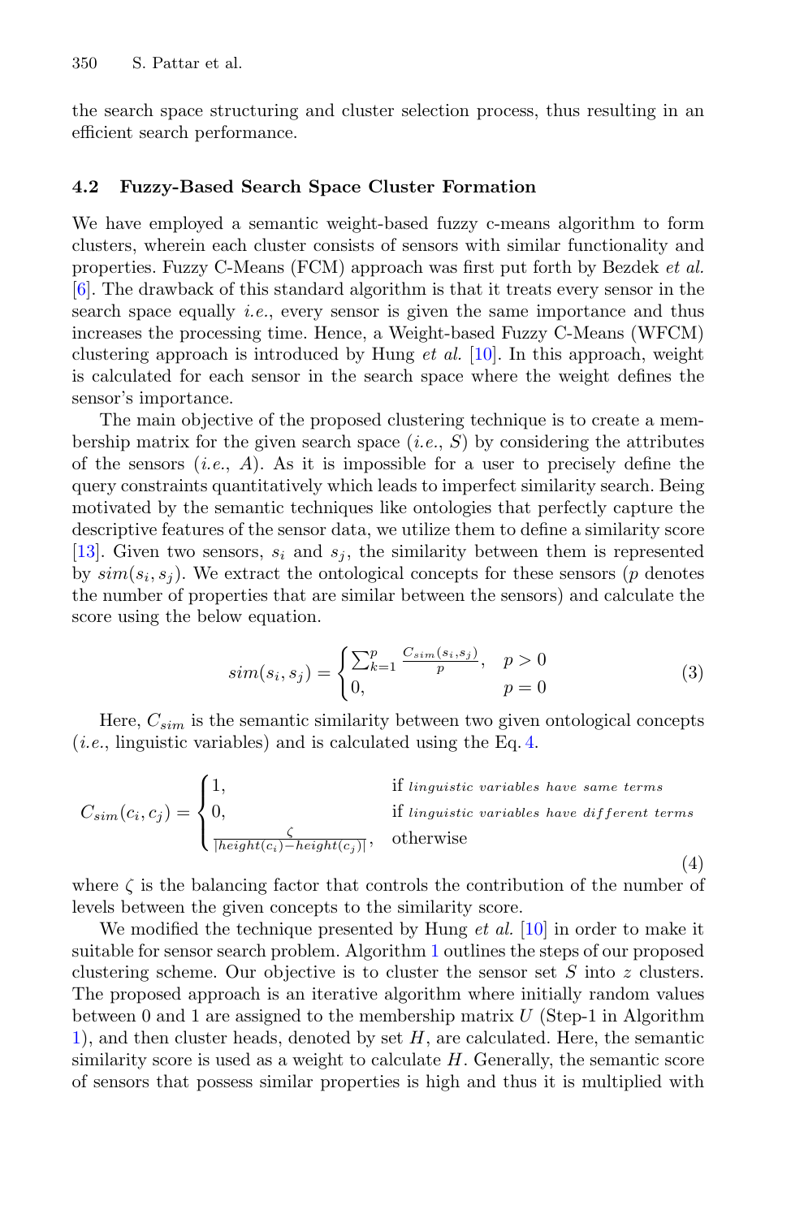the search space structuring and cluster selection process, thus resulting in an efficient search performance.

### 4.2 Fuzzy-Based Search Space Cluster Formation

We have employed a semantic weight-based fuzzy c-means algorithm to form clusters, wherein each cluster consists of sensors with similar functionality and properties. Fuzzy C-Means (FCM) approach was first put forth by Bezdek *et al.* [6]. The drawback of this standard algorithm is that it treats every sensor in the search space equally *i.e.*, every sensor is given the same importance and thus increases the processing time. Hence, a Weight-based Fuzzy C-Means (WFCM) clustering approach is introduced by Hung *et al.* [10]. In this approach, weight is calculated for each sensor in the search space where the weight defines the sensor's importance.

The main objective of the proposed clustering technique is to create a membership matrix for the given search space (*i.e.*, $S$) by considering the attributes of the sensors (*i.e.*, $A$). As it is impossible for a user to precisely define the query constraints quantitatively which leads to imperfect similarity search. Being motivated by the semantic techniques like ontologies that perfectly capture the descriptive features of the sensor data, we utilize them to define a similarity score [13]. Given two sensors, $s_i$ and $s_j$, the similarity between them is represented by $sim(s_i, s_j)$. We extract the ontological concepts for these sensors ($p$ denotes the number of properties that are similar between the sensors) and calculate the score using the below equation.

$$sim(s_i, s_j) = \begin{cases} \sum_{k=1}^{p} \frac{C_{sim}(s_i, s_j)}{p}, & p > 0 \\ 0, & p = 0 \end{cases} \tag{3}$$

Here, $C_{sim}$ is the semantic similarity between two given ontological concepts (*i.e.*, linguistic variables) and is calculated using the Eq. 4.

$$C_{sim}(c_i, c_j) = \begin{cases} 1, & \text{if } \textit{linguistic variables have same terms} \\ 0, & \text{if } \textit{linguistic variables have different terms} \\ \frac{\zeta}{|height(c_i) - height(c_j)|}, & \text{otherwise} \end{cases} \tag{4}$$

where $\zeta$ is the balancing factor that controls the contribution of the number of levels between the given concepts to the similarity score.

We modified the technique presented by Hung *et al.* [10] in order to make it suitable for sensor search problem. Algorithm 1 outlines the steps of our proposed clustering scheme. Our objective is to cluster the sensor set $S$ into $z$ clusters. The proposed approach is an iterative algorithm where initially random values between 0 and 1 are assigned to the membership matrix $U$ (Step-1 in Algorithm 1), and then cluster heads, denoted by set $H$, are calculated. Here, the semantic similarity score is used as a weight to calculate $H$. Generally, the semantic score of sensors that possess similar properties is high and thus it is multiplied with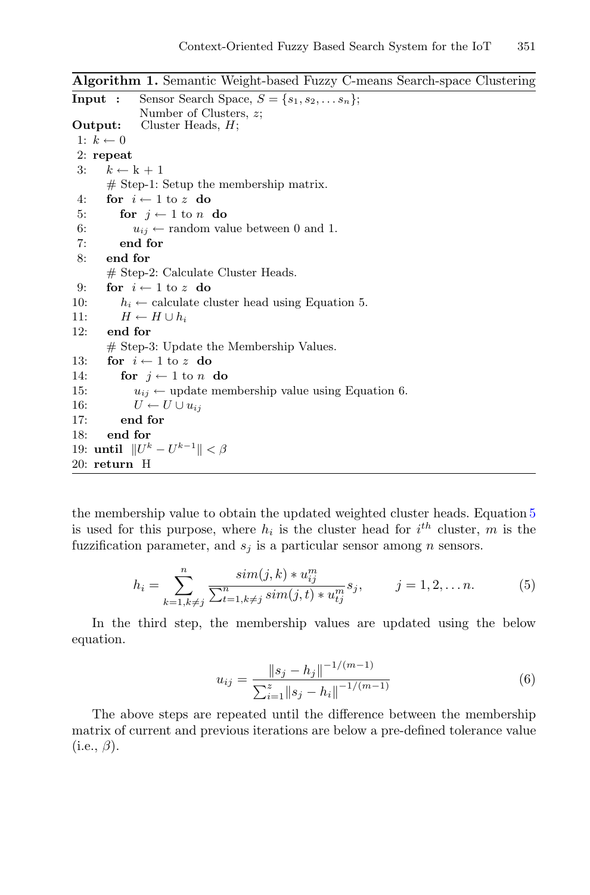**Algorithm 1.** Semantic Weight-based Fuzzy C-means Search-space Clustering

```
Input  :   Sensor Search Space, S = {s_1, s_2, ... s_n};
           Number of Clusters, z;
Output:    Cluster Heads, H;
 1: k ← 0
 2: repeat
 3:    k ← k + 1
       # Step-1: Setup the membership matrix.
 4:    for i ← 1 to z do
 5:       for j ← 1 to n do
 6:          u_ij ← random value between 0 and 1.
 7:       end for
 8:    end for
       # Step-2: Calculate Cluster Heads.
 9:    for i ← 1 to z do
10:       h_i ← calculate cluster head using Equation 5.
11:       H ← H ∪ h_i
12:    end for
       # Step-3: Update the Membership Values.
13:    for i ← 1 to z do
14:       for j ← 1 to n do
15:          u_ij ← update membership value using Equation 6.
16:          U ← U ∪ u_ij
17:       end for
18:    end for
19: until ||U^k − U^(k−1)|| < β
20: return H
```

the membership value to obtain the updated weighted cluster heads. Equation 5 is used for this purpose, where $h_i$ is the cluster head for $i^{th}$ cluster, $m$ is the fuzzification parameter, and $s_j$ is a particular sensor among $n$ sensors.

$$h_i = \sum_{k=1, k \neq j}^{n} \frac{sim(j,k) * u_{ij}^m}{\sum_{t=1,k \neq j}^{n} sim(j,t) * u_{tj}^m} s_j, \qquad j = 1, 2, \dots n. \tag{5}$$

In the third step, the membership values are updated using the below equation.

$$u_{ij} = \frac{\|s_j - h_j\|^{-1/(m-1)}}{\sum_{i=1}^{z} \|s_j - h_i\|^{-1/(m-1)}} \tag{6}$$

The above steps are repeated until the difference between the membership matrix of current and previous iterations are below a pre-defined tolerance value (i.e., $\beta$).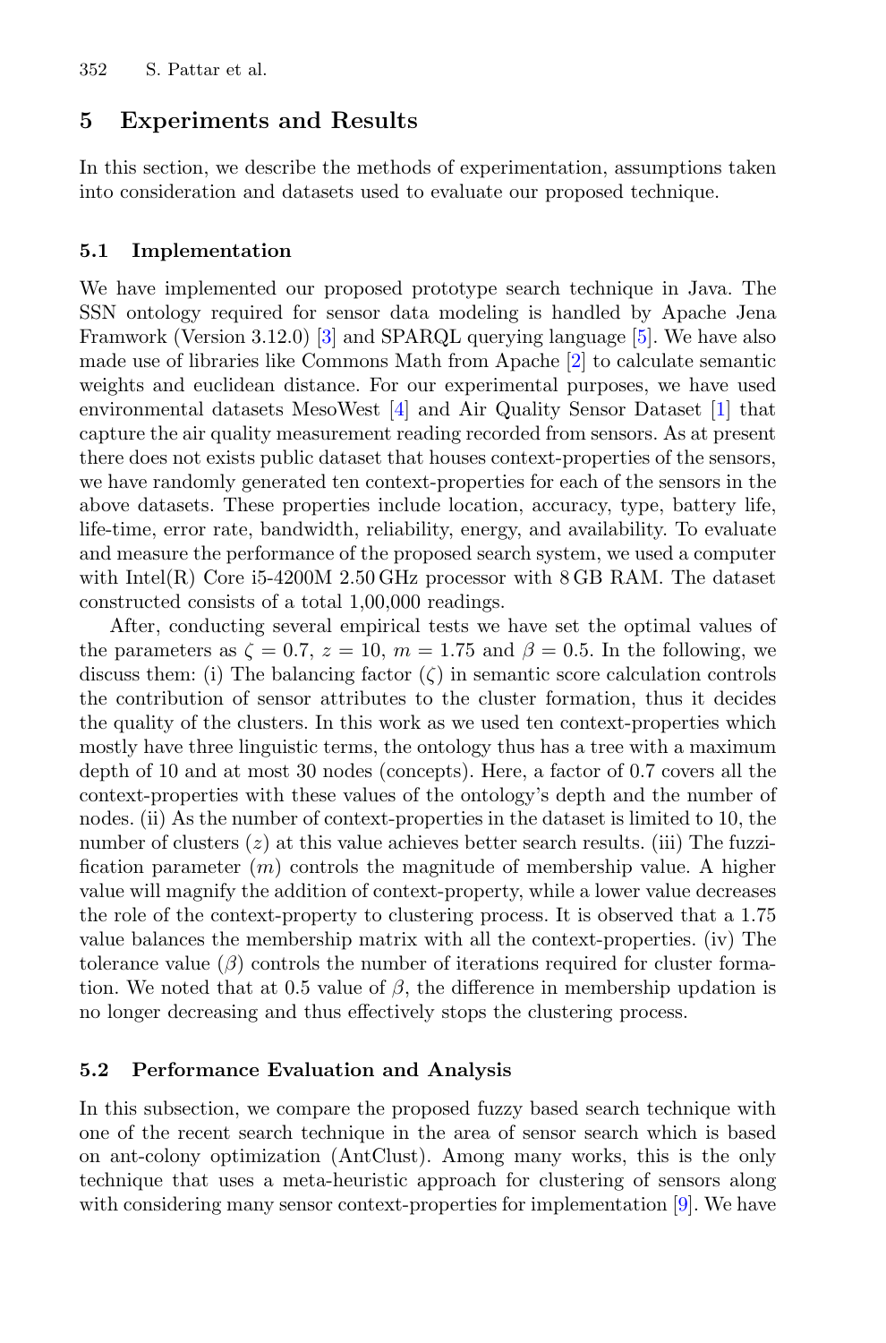## 5 Experiments and Results

In this section, we describe the methods of experimentation, assumptions taken into consideration and datasets used to evaluate our proposed technique.

### 5.1 Implementation

We have implemented our proposed prototype search technique in Java. The SSN ontology required for sensor data modeling is handled by Apache Jena Framwork (Version 3.12.0) [3] and SPARQL querying language [5]. We have also made use of libraries like Commons Math from Apache [2] to calculate semantic weights and euclidean distance. For our experimental purposes, we have used environmental datasets MesoWest [4] and Air Quality Sensor Dataset [1] that capture the air quality measurement reading recorded from sensors. As at present there does not exists public dataset that houses context-properties of the sensors, we have randomly generated ten context-properties for each of the sensors in the above datasets. These properties include location, accuracy, type, battery life, life-time, error rate, bandwidth, reliability, energy, and availability. To evaluate and measure the performance of the proposed search system, we used a computer with Intel(R) Core i5-4200M 2.50 GHz processor with 8 GB RAM. The dataset constructed consists of a total 1,00,000 readings.

After, conducting several empirical tests we have set the optimal values of the parameters as $\zeta = 0.7$, $z = 10$, $m = 1.75$ and $\beta = 0.5$. In the following, we discuss them: (i) The balancing factor ($\zeta$) in semantic score calculation controls the contribution of sensor attributes to the cluster formation, thus it decides the quality of the clusters. In this work as we used ten context-properties which mostly have three linguistic terms, the ontology thus has a tree with a maximum depth of 10 and at most 30 nodes (concepts). Here, a factor of 0.7 covers all the context-properties with these values of the ontology's depth and the number of nodes. (ii) As the number of context-properties in the dataset is limited to 10, the number of clusters ($z$) at this value achieves better search results. (iii) The fuzzification parameter ($m$) controls the magnitude of membership value. A higher value will magnify the addition of context-property, while a lower value decreases the role of the context-property to clustering process. It is observed that a 1.75 value balances the membership matrix with all the context-properties. (iv) The tolerance value ($\beta$) controls the number of iterations required for cluster formation. We noted that at 0.5 value of $\beta$, the difference in membership updation is no longer decreasing and thus effectively stops the clustering process.

### 5.2 Performance Evaluation and Analysis

In this subsection, we compare the proposed fuzzy based search technique with one of the recent search technique in the area of sensor search which is based on ant-colony optimization (AntClust). Among many works, this is the only technique that uses a meta-heuristic approach for clustering of sensors along with considering many sensor context-properties for implementation [9]. We have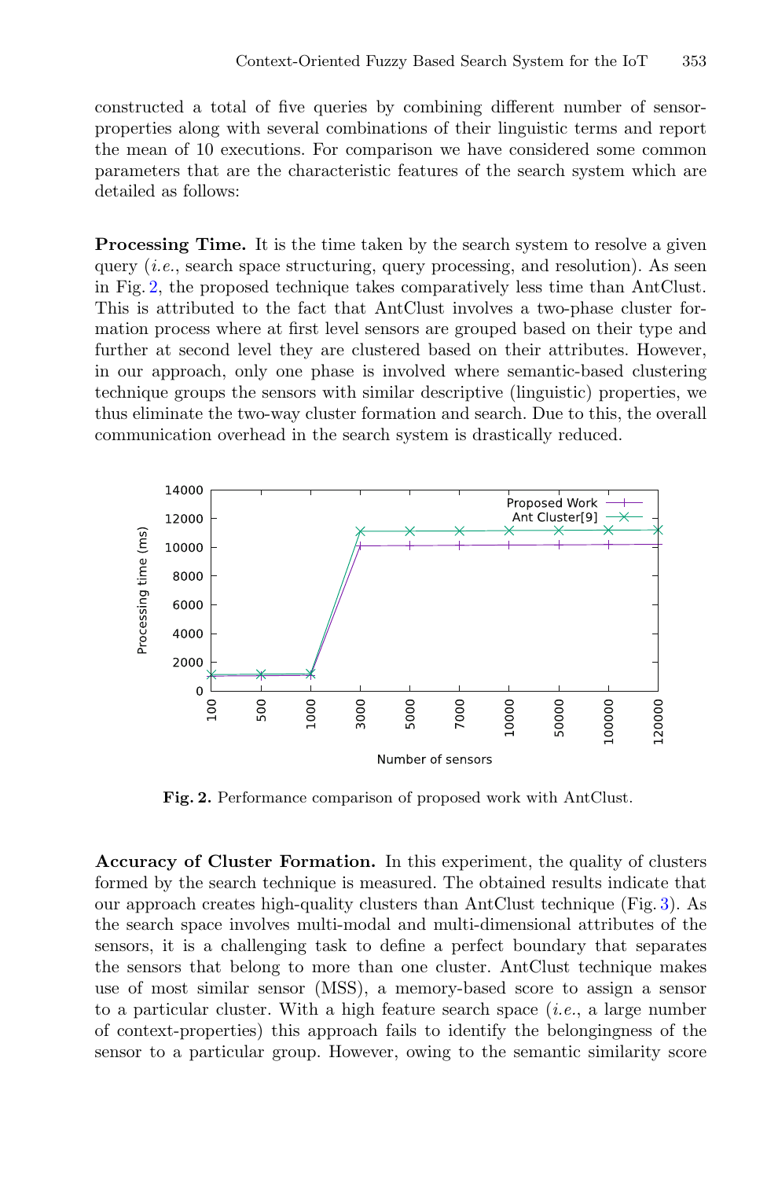constructed a total of five queries by combining different number of sensor-properties along with several combinations of their linguistic terms and report the mean of 10 executions. For comparison we have considered some common parameters that are the characteristic features of the search system which are detailed as follows:

**Processing Time.** It is the time taken by the search system to resolve a given query (*i.e.*, search space structuring, query processing, and resolution). As seen in Fig. 2, the proposed technique takes comparatively less time than AntClust. This is attributed to the fact that AntClust involves a two-phase cluster formation process where at first level sensors are grouped based on their type and further at second level they are clustered based on their attributes. However, in our approach, only one phase is involved where semantic-based clustering technique groups the sensors with similar descriptive (linguistic) properties, we thus eliminate the two-way cluster formation and search. Due to this, the overall communication overhead in the search system is drastically reduced.

**Fig. 2.** Performance comparison of proposed work with AntClust.

**Accuracy of Cluster Formation.** In this experiment, the quality of clusters formed by the search technique is measured. The obtained results indicate that our approach creates high-quality clusters than AntClust technique (Fig. 3). As the search space involves multi-modal and multi-dimensional attributes of the sensors, it is a challenging task to define a perfect boundary that separates the sensors that belong to more than one cluster. AntClust technique makes use of most similar sensor (MSS), a memory-based score to assign a sensor to a particular cluster. With a high feature search space (*i.e.*, a large number of context-properties) this approach fails to identify the belongingness of the sensor to a particular group. However, owing to the semantic similarity score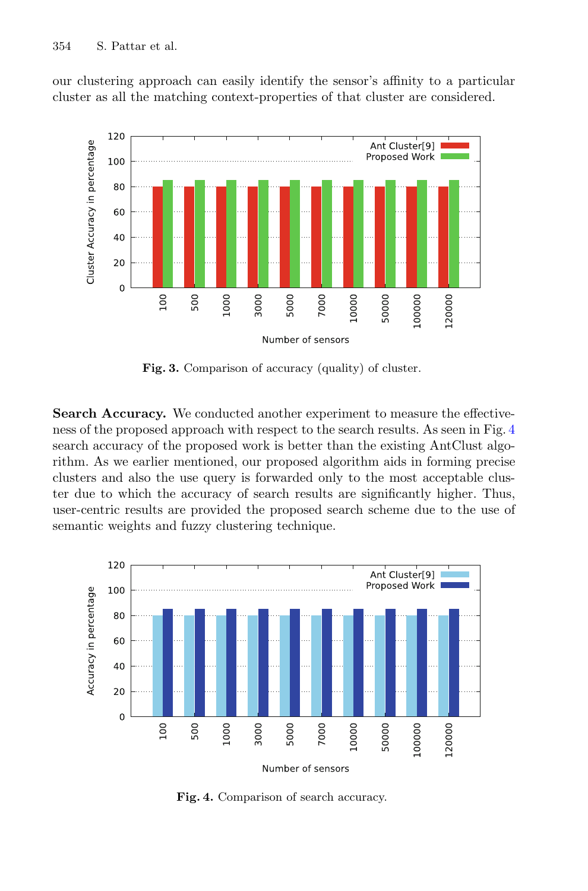our clustering approach can easily identify the sensor's affinity to a particular cluster as all the matching context-properties of that cluster are considered.

**Fig. 3.** Comparison of accuracy (quality) of cluster.

**Search Accuracy.** We conducted another experiment to measure the effectiveness of the proposed approach with respect to the search results. As seen in Fig. 4 search accuracy of the proposed work is better than the existing AntClust algorithm. As we earlier mentioned, our proposed algorithm aids in forming precise clusters and also the use query is forwarded only to the most acceptable cluster due to which the accuracy of search results are significantly higher. Thus, user-centric results are provided the proposed search scheme due to the use of semantic weights and fuzzy clustering technique.

**Fig. 4.** Comparison of search accuracy.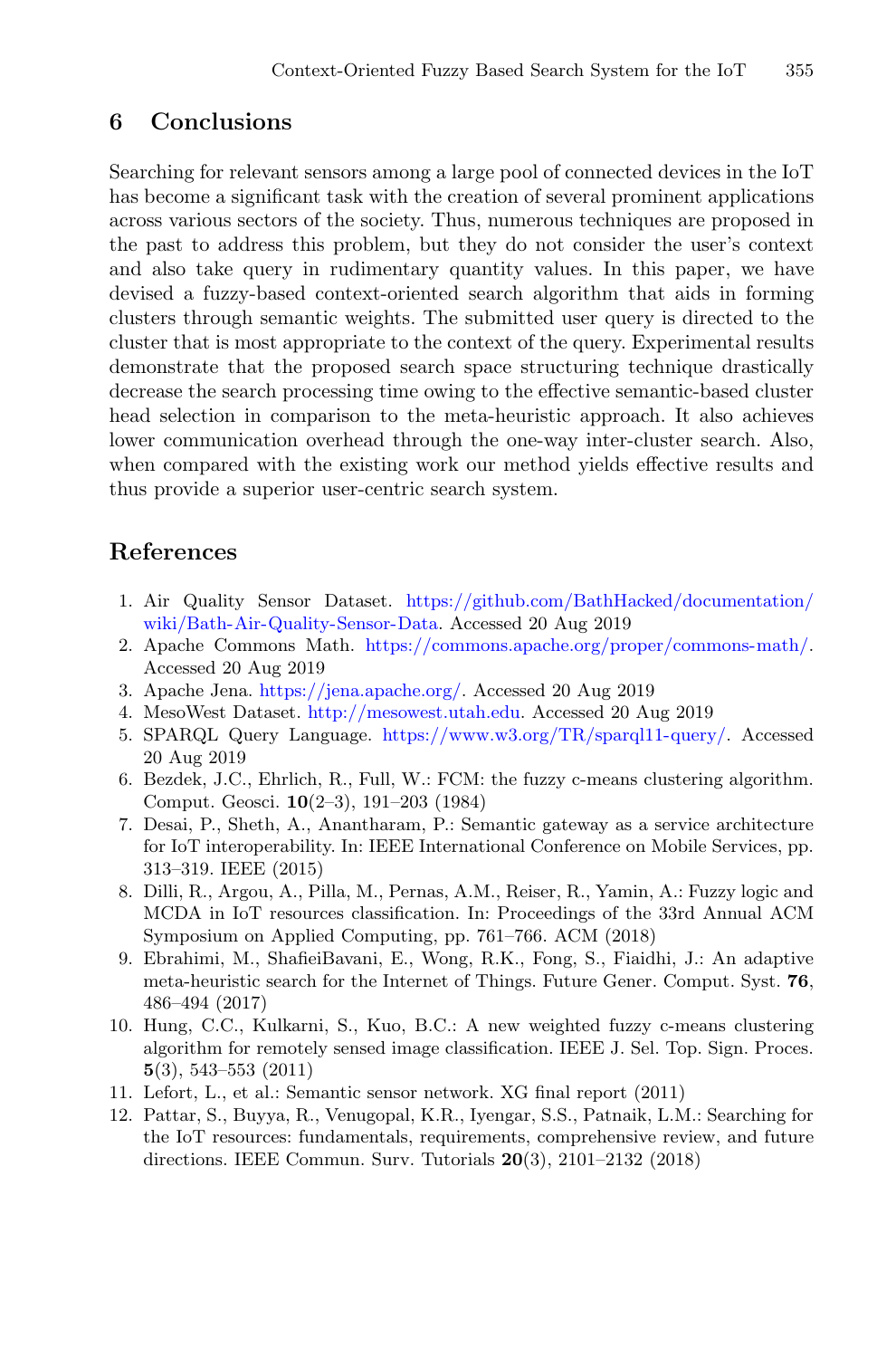## 6 Conclusions

Searching for relevant sensors among a large pool of connected devices in the IoT has become a significant task with the creation of several prominent applications across various sectors of the society. Thus, numerous techniques are proposed in the past to address this problem, but they do not consider the user's context and also take query in rudimentary quantity values. In this paper, we have devised a fuzzy-based context-oriented search algorithm that aids in forming clusters through semantic weights. The submitted user query is directed to the cluster that is most appropriate to the context of the query. Experimental results demonstrate that the proposed search space structuring technique drastically decrease the search processing time owing to the effective semantic-based cluster head selection in comparison to the meta-heuristic approach. It also achieves lower communication overhead through the one-way inter-cluster search. Also, when compared with the existing work our method yields effective results and thus provide a superior user-centric search system.

## References

1. Air Quality Sensor Dataset. https://github.com/BathHacked/documentation/wiki/Bath-Air-Quality-Sensor-Data. Accessed 20 Aug 2019
2. Apache Commons Math. https://commons.apache.org/proper/commons-math/. Accessed 20 Aug 2019
3. Apache Jena. https://jena.apache.org/. Accessed 20 Aug 2019
4. MesoWest Dataset. http://mesowest.utah.edu. Accessed 20 Aug 2019
5. SPARQL Query Language. https://www.w3.org/TR/sparql11-query/. Accessed 20 Aug 2019
6. Bezdek, J.C., Ehrlich, R., Full, W.: FCM: the fuzzy c-means clustering algorithm. Comput. Geosci. **10**(2–3), 191–203 (1984)
7. Desai, P., Sheth, A., Anantharam, P.: Semantic gateway as a service architecture for IoT interoperability. In: IEEE International Conference on Mobile Services, pp. 313–319. IEEE (2015)
8. Dilli, R., Argou, A., Pilla, M., Pernas, A.M., Reiser, R., Yamin, A.: Fuzzy logic and MCDA in IoT resources classification. In: Proceedings of the 33rd Annual ACM Symposium on Applied Computing, pp. 761–766. ACM (2018)
9. Ebrahimi, M., ShafieiBavani, E., Wong, R.K., Fong, S., Fiaidhi, J.: An adaptive meta-heuristic search for the Internet of Things. Future Gener. Comput. Syst. **76**, 486–494 (2017)
10. Hung, C.C., Kulkarni, S., Kuo, B.C.: A new weighted fuzzy c-means clustering algorithm for remotely sensed image classification. IEEE J. Sel. Top. Sign. Proces. **5**(3), 543–553 (2011)
11. Lefort, L., et al.: Semantic sensor network. XG final report (2011)
12. Pattar, S., Buyya, R., Venugopal, K.R., Iyengar, S.S., Patnaik, L.M.: Searching for the IoT resources: fundamentals, requirements, comprehensive review, and future directions. IEEE Commun. Surv. Tutorials **20**(3), 2101–2132 (2018)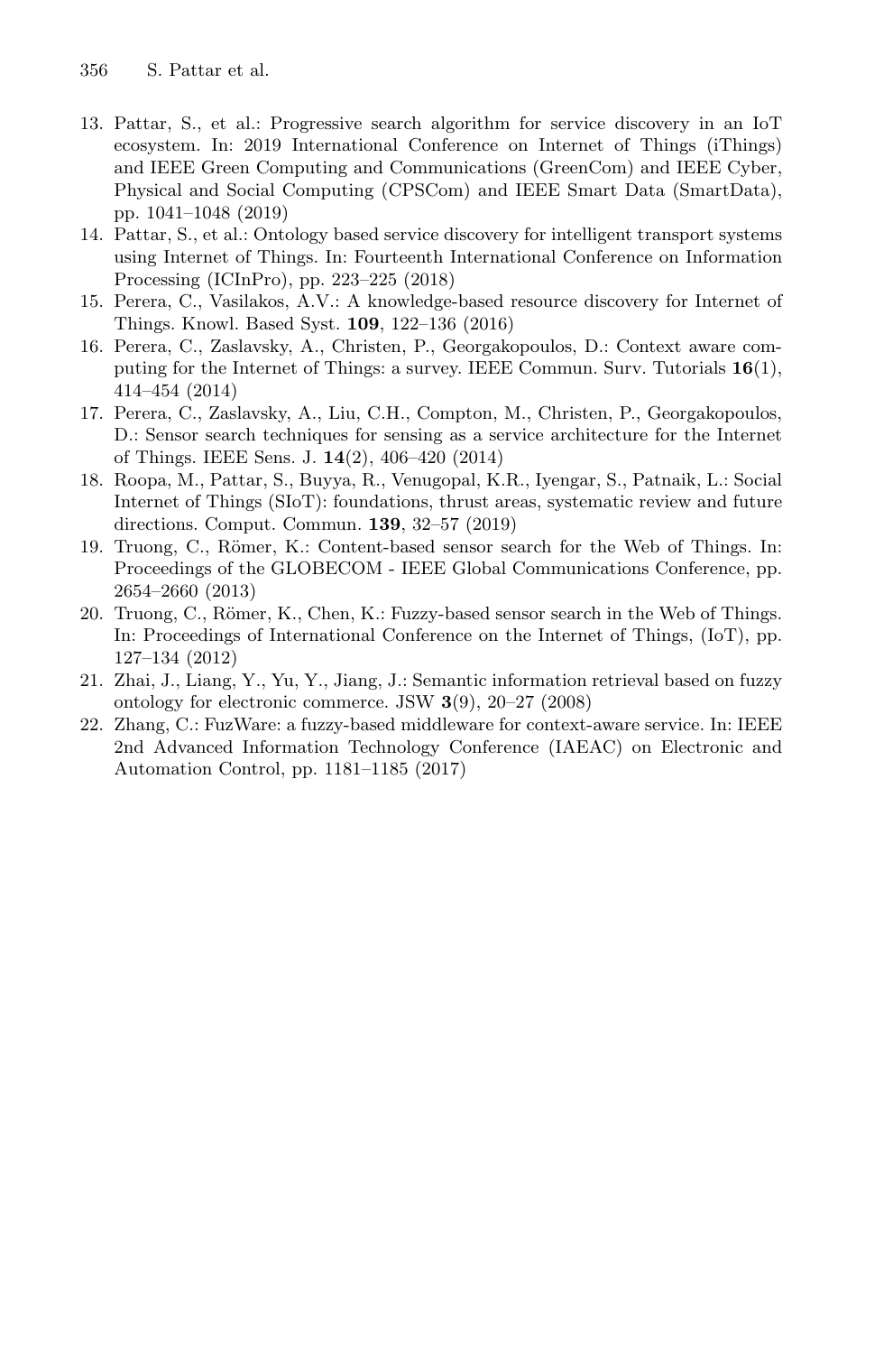13. Pattar, S., et al.: Progressive search algorithm for service discovery in an IoT ecosystem. In: 2019 International Conference on Internet of Things (iThings) and IEEE Green Computing and Communications (GreenCom) and IEEE Cyber, Physical and Social Computing (CPSCom) and IEEE Smart Data (SmartData), pp. 1041–1048 (2019)
14. Pattar, S., et al.: Ontology based service discovery for intelligent transport systems using Internet of Things. In: Fourteenth International Conference on Information Processing (ICInPro), pp. 223–225 (2018)
15. Perera, C., Vasilakos, A.V.: A knowledge-based resource discovery for Internet of Things. Knowl. Based Syst. **109**, 122–136 (2016)
16. Perera, C., Zaslavsky, A., Christen, P., Georgakopoulos, D.: Context aware computing for the Internet of Things: a survey. IEEE Commun. Surv. Tutorials **16**(1), 414–454 (2014)
17. Perera, C., Zaslavsky, A., Liu, C.H., Compton, M., Christen, P., Georgakopoulos, D.: Sensor search techniques for sensing as a service architecture for the Internet of Things. IEEE Sens. J. **14**(2), 406–420 (2014)
18. Roopa, M., Pattar, S., Buyya, R., Venugopal, K.R., Iyengar, S., Patnaik, L.: Social Internet of Things (SIoT): foundations, thrust areas, systematic review and future directions. Comput. Commun. **139**, 32–57 (2019)
19. Truong, C., Römer, K.: Content-based sensor search for the Web of Things. In: Proceedings of the GLOBECOM - IEEE Global Communications Conference, pp. 2654–2660 (2013)
20. Truong, C., Römer, K., Chen, K.: Fuzzy-based sensor search in the Web of Things. In: Proceedings of International Conference on the Internet of Things, (IoT), pp. 127–134 (2012)
21. Zhai, J., Liang, Y., Yu, Y., Jiang, J.: Semantic information retrieval based on fuzzy ontology for electronic commerce. JSW **3**(9), 20–27 (2008)
22. Zhang, C.: FuzWare: a fuzzy-based middleware for context-aware service. In: IEEE 2nd Advanced Information Technology Conference (IAEAC) on Electronic and Automation Control, pp. 1181–1185 (2017)